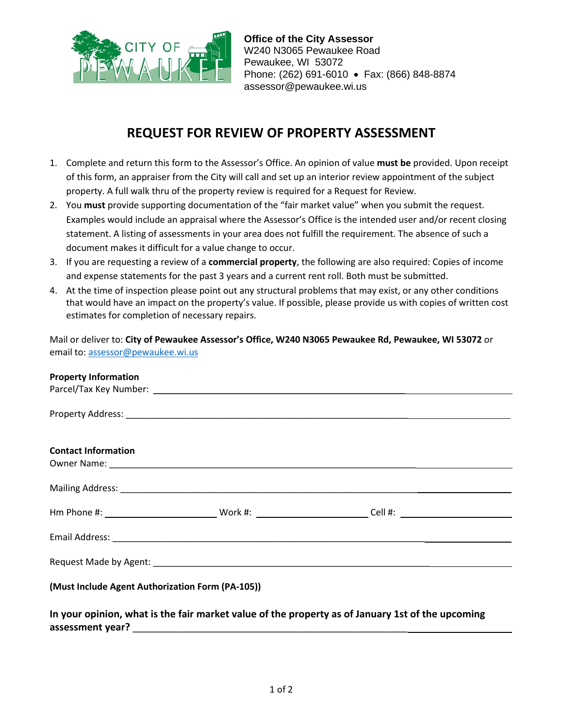**Office of the City Assessor**
W240 N3065 Pewaukee Road
Pewaukee, WI 53072
Phone: (262) 691-6010 • Fax: (866) 848-8874
assessor@pewaukee.wi.us

# REQUEST FOR REVIEW OF PROPERTY ASSESSMENT

1. Complete and return this form to the Assessor's Office. An opinion of value **must be** provided. Upon receipt of this form, an appraiser from the City will call and set up an interior review appointment of the subject property. A full walk thru of the property review is required for a Request for Review.
2. You **must** provide supporting documentation of the "fair market value" when you submit the request. Examples would include an appraisal where the Assessor's Office is the intended user and/or recent closing statement. A listing of assessments in your area does not fulfill the requirement. The absence of such a document makes it difficult for a value change to occur.
3. If you are requesting a review of a **commercial property**, the following are also required: Copies of income and expense statements for the past 3 years and a current rent roll. Both must be submitted.
4. At the time of inspection please point out any structural problems that may exist, or any other conditions that would have an impact on the property's value. If possible, please provide us with copies of written cost estimates for completion of necessary repairs.

Mail or deliver to: **City of Pewaukee Assessor's Office, W240 N3065 Pewaukee Rd, Pewaukee, WI 53072** or email to: assessor@pewaukee.wi.us

**Property Information**

Parcel/Tax Key Number: ______________________________

Property Address: ______________________________

**Contact Information**

Owner Name: ______________________________

Mailing Address: ______________________________

Hm Phone #: ______________ Work #: ______________ Cell #: ______________

Email Address: ______________________________

Request Made by Agent: ______________________________

**(Must Include Agent Authorization Form (PA-105))**

**In your opinion, what is the fair market value of the property as of January 1st of the upcoming assessment year?** ______________________________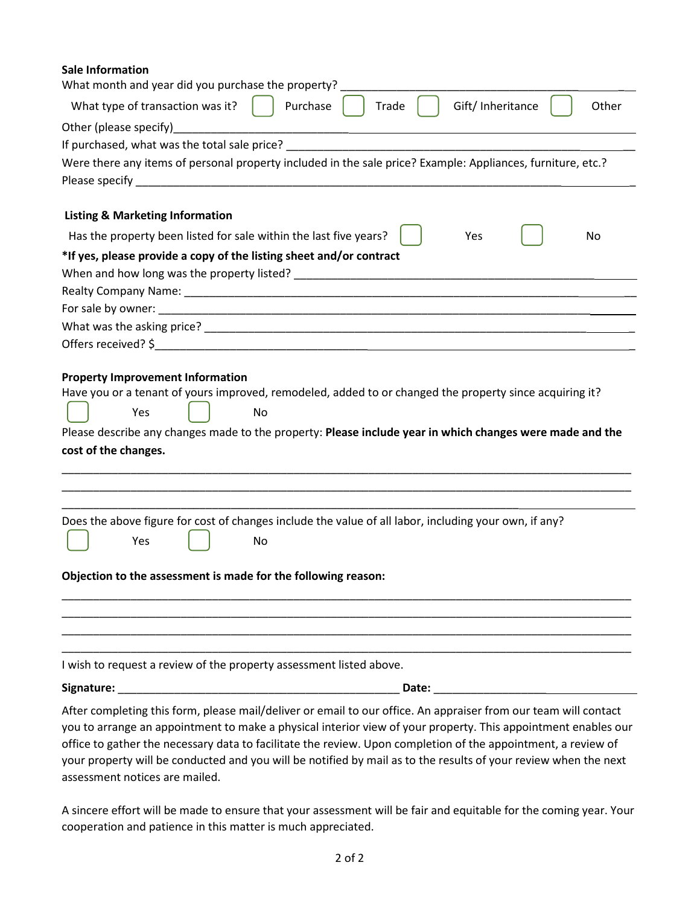**Sale Information**

What month and year did you purchase the property? ________________________________________

What type of transaction was it? ☐ Purchase ☐ Trade ☐ Gift/ Inheritance ☐ Other

Other (please specify)________________________________________________________________

If purchased, what was the total sale price? _______________________________________________

Were there any items of personal property included in the sale price? Example: Appliances, furniture, etc.?

Please specify ________________________________________________________________________

**Listing & Marketing Information**

Has the property been listed for sale within the last five years? ☐ Yes ☐ No

**\*If yes, please provide a copy of the listing sheet and/or contract**

When and how long was the property listed? _______________________________________________

Realty Company Name: _______________________________________________________________

For sale by owner: ___________________________________________________________________

What was the asking price? ____________________________________________________________

Offers received? $____________________________________________________________________

**Property Improvement Information**

Have you or a tenant of yours improved, remodeled, added to or changed the property since acquiring it?

☐ Yes ☐ No

Please describe any changes made to the property: **Please include year in which changes were made and the cost of the changes.**

______________________________________________________________________________________

______________________________________________________________________________________

______________________________________________________________________________________

Does the above figure for cost of changes include the value of all labor, including your own, if any?

☐ Yes ☐ No

**Objection to the assessment is made for the following reason:**

______________________________________________________________________________________

______________________________________________________________________________________

______________________________________________________________________________________

______________________________________________________________________________________

I wish to request a review of the property assessment listed above.

**Signature:** ______________________________________________ **Date:** ____________________

After completing this form, please mail/deliver or email to our office. An appraiser from our team will contact you to arrange an appointment to make a physical interior view of your property. This appointment enables our office to gather the necessary data to facilitate the review. Upon completion of the appointment, a review of your property will be conducted and you will be notified by mail as to the results of your review when the next assessment notices are mailed.

A sincere effort will be made to ensure that your assessment will be fair and equitable for the coming year. Your cooperation and patience in this matter is much appreciated.